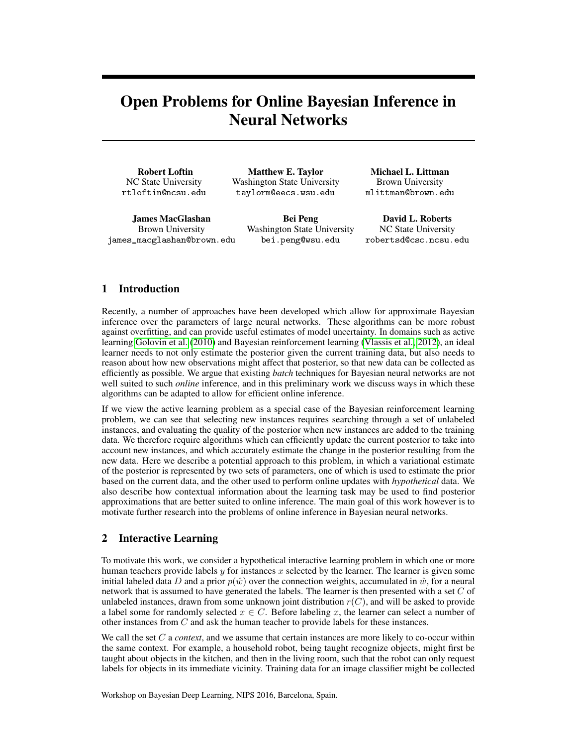# Open Problems for Online Bayesian Inference in Neural Networks

**Robert Loftin**
NC State University
rtloftin@ncsu.edu

**Matthew E. Taylor**
Washington State University
taylorm@eecs.wsu.edu

**Michael L. Littman**
Brown University
mlittman@brown.edu

**James MacGlashan**
Brown University
james_macglashan@brown.edu

**Bei Peng**
Washington State University
bei.peng@wsu.edu

**David L. Roberts**
NC State University
robertsd@csc.ncsu.edu

## 1 Introduction

Recently, a number of approaches have been developed which allow for approximate Bayesian inference over the parameters of large neural networks. These algorithms can be more robust against overfitting, and can provide useful estimates of model uncertainty. In domains such as active learning Golovin et al. (2010) and Bayesian reinforcement learning (Vlassis et al., 2012), an ideal learner needs to not only estimate the posterior given the current training data, but also needs to reason about how new observations might affect that posterior, so that new data can be collected as efficiently as possible. We argue that existing *batch* techniques for Bayesian neural networks are not well suited to such *online* inference, and in this preliminary work we discuss ways in which these algorithms can be adapted to allow for efficient online inference.

If we view the active learning problem as a special case of the Bayesian reinforcement learning problem, we can see that selecting new instances requires searching through a set of unlabeled instances, and evaluating the quality of the posterior when new instances are added to the training data. We therefore require algorithms which can efficiently update the current posterior to take into account new instances, and which accurately estimate the change in the posterior resulting from the new data. Here we describe a potential approach to this problem, in which a variational estimate of the posterior is represented by two sets of parameters, one of which is used to estimate the prior based on the current data, and the other used to perform online updates with *hypothetical* data. We also describe how contextual information about the learning task may be used to find posterior approximations that are better suited to online inference. The main goal of this work however is to motivate further research into the problems of online inference in Bayesian neural networks.

## 2 Interactive Learning

To motivate this work, we consider a hypothetical interactive learning problem in which one or more human teachers provide labels $y$ for instances $x$ selected by the learner. The learner is given some initial labeled data $D$ and a prior $p(\hat{w})$ over the connection weights, accumulated in $\hat{w}$, for a neural network that is assumed to have generated the labels. The learner is then presented with a set $C$ of unlabeled instances, drawn from some unknown joint distribution $r(C)$, and will be asked to provide a label some for randomly selected $x \in C$. Before labeling $x$, the learner can select a number of other instances from $C$ and ask the human teacher to provide labels for these instances.

We call the set $C$ a *context*, and we assume that certain instances are more likely to co-occur within the same context. For example, a household robot, being taught recognize objects, might first be taught about objects in the kitchen, and then in the living room, such that the robot can only request labels for objects in its immediate vicinity. Training data for an image classifier might be collected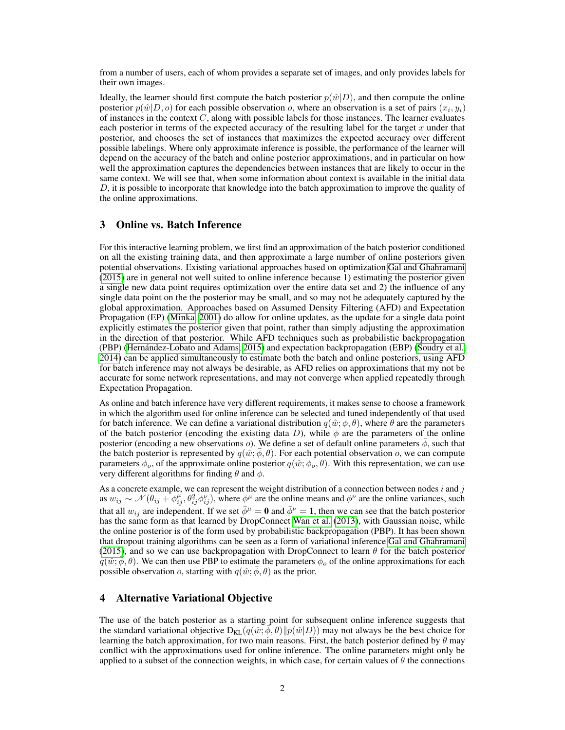from a number of users, each of whom provides a separate set of images, and only provides labels for their own images.

Ideally, the learner should first compute the batch posterior $p(\hat{w}|D)$, and then compute the online posterior $p(\hat{w}|D, o)$ for each possible observation $o$, where an observation is a set of pairs $(x_i, y_i)$ of instances in the context $C$, along with possible labels for those instances. The learner evaluates each posterior in terms of the expected accuracy of the resulting label for the target $x$ under that posterior, and chooses the set of instances that maximizes the expected accuracy over different possible labelings. Where only approximate inference is possible, the performance of the learner will depend on the accuracy of the batch and online posterior approximations, and in particular on how well the approximation captures the dependencies between instances that are likely to occur in the same context. We will see that, when some information about context is available in the initial data $D$, it is possible to incorporate that knowledge into the batch approximation to improve the quality of the online approximations.

## 3 Online vs. Batch Inference

For this interactive learning problem, we first find an approximation of the batch posterior conditioned on all the existing training data, and then approximate a large number of online posteriors given potential observations. Existing variational approaches based on optimization Gal and Ghahramani (2015) are in general not well suited to online inference because 1) estimating the posterior given a single new data point requires optimization over the entire data set and 2) the influence of any single data point on the the posterior may be small, and so may not be adequately captured by the global approximation. Approaches based on Assumed Density Filtering (AFD) and Expectation Propagation (EP) (Minka, 2001) do allow for online updates, as the update for a single data point explicitly estimates the posterior given that point, rather than simply adjusting the approximation in the direction of that posterior. While AFD techniques such as probabilistic backpropagation (PBP) (Hernández-Lobato and Adams, 2015) and expectation backpropagation (EBP) (Soudry et al., 2014) can be applied simultaneously to estimate both the batch and online posteriors, using AFD for batch inference may not always be desirable, as AFD relies on approximations that my not be accurate for some network representations, and may not converge when applied repeatedly through Expectation Propagation.

As online and batch inference have very different requirements, it makes sense to choose a framework in which the algorithm used for online inference can be selected and tuned independently of that used for batch inference. We can define a variational distribution $q(\hat{w}; \phi, \theta)$, where $\theta$ are the parameters of the batch posterior (encoding the existing data $D$), while $\phi$ are the parameters of the online posterior (encoding a new observations $o$). We define a set of default online parameters $\bar{\phi}$, such that the batch posterior is represented by $q(\hat{w}; \bar{\phi}, \theta)$. For each potential observation $o$, we can compute parameters $\phi_o$, of the approximate online posterior $q(\hat{w}; \phi_o, \theta)$. With this representation, we can use very different algorithms for finding $\theta$ and $\phi$.

As a concrete example, we can represent the weight distribution of a connection between nodes $i$ and $j$ as $w_{ij} \sim \mathcal{N}(\theta_{ij} + \phi^{\mu}_{ij}, \theta^2_{ij}\phi^{\nu}_{ij})$, where $\phi^{\mu}$ are the online means and $\phi^{\nu}$ are the online variances, such that all $w_{ij}$ are independent. If we set $\bar{\phi}^{\mu} = \mathbf{0}$ and $\bar{\phi}^{\nu} = \mathbf{1}$, then we can see that the batch posterior has the same form as that learned by DropConnect Wan et al. (2013), with Gaussian noise, while the online posterior is of the form used by probabilistic backpropagation (PBP). It has been shown that dropout training algorithms can be seen as a form of variational inference Gal and Ghahramani (2015), and so we can use backpropagation with DropConnect to learn $\theta$ for the batch posterior $q(\hat{w}; \bar{\phi}, \theta)$. We can then use PBP to estimate the parameters $\phi_o$ of the online approximations for each possible observation $o$, starting with $q(\hat{w}; \bar{\phi}, \theta)$ as the prior.

## 4 Alternative Variational Objective

The use of the batch posterior as a starting point for subsequent online inference suggests that the standard variational objective $D_{KL}(q(\hat{w}; \bar{\phi}, \theta) \| p(\hat{w}|D))$ may not always be the best choice for learning the batch approximation, for two main reasons. First, the batch posterior defined by $\theta$ may conflict with the approximations used for online inference. The online parameters might only be applied to a subset of the connection weights, in which case, for certain values of $\theta$ the connections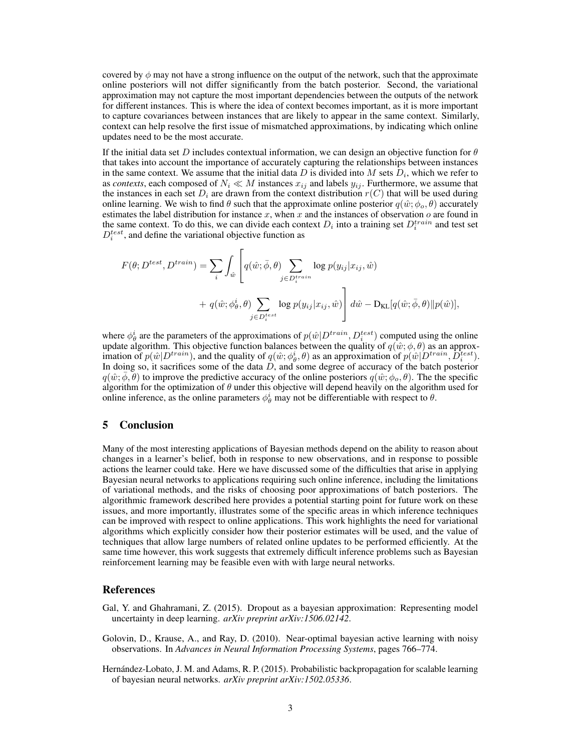covered by $\phi$ may not have a strong influence on the output of the network, such that the approximate online posteriors will not differ significantly from the batch posterior. Second, the variational approximation may not capture the most important dependencies between the outputs of the network for different instances. This is where the idea of context becomes important, as it is more important to capture covariances between instances that are likely to appear in the same context. Similarly, context can help resolve the first issue of mismatched approximations, by indicating which online updates need to be the most accurate.

If the initial data set $D$ includes contextual information, we can design an objective function for $\theta$ that takes into account the importance of accurately capturing the relationships between instances in the same context. We assume that the initial data $D$ is divided into $M$ sets $D_i$, which we refer to as *contexts*, each composed of $N_i \ll M$ instances $x_{ij}$ and labels $y_{ij}$. Furthermore, we assume that the instances in each set $D_i$ are drawn from the context distribution $r(C)$ that will be used during online learning. We wish to find $\theta$ such that the approximate online posterior $q(\hat{w}; \phi_o, \theta)$ accurately estimates the label distribution for instance $x$, when $x$ and the instances of observation $o$ are found in the same context. To do this, we can divide each context $D_i$ into a training set $D_i^{train}$ and test set $D_i^{test}$, and define the variational objective function as

$$F(\theta; D^{test}, D^{train}) = \sum_i \int_{\hat{w}} \left[ q(\hat{w}; \bar{\phi}, \theta) \sum_{j \in D_i^{train}} \log p(y_{ij}|x_{ij}, \hat{w}) + q(\hat{w}; \phi_\theta^i, \theta) \sum_{j \in D_i^{test}} \log p(y_{ij}|x_{ij}, \hat{w}) \right] d\hat{w} - \mathrm{D}_{\mathrm{KL}}[q(\hat{w}; \bar{\phi}, \theta) \| p(\hat{w})],$$

where $\phi_\theta^i$ are the parameters of the approximations of $p(\hat{w}|D^{train}, D_i^{test})$ computed using the online update algorithm. This objective function balances between the quality of $q(\hat{w}; \phi, \theta)$ as an approximation of $p(\hat{w}|D^{train})$, and the quality of $q(\hat{w}; \phi_\theta^i, \theta)$ as an approximation of $p(\hat{w}|D^{train}, D_i^{test})$. In doing so, it sacrifices some of the data $D$, and some degree of accuracy of the batch posterior $q(\hat{w}; \bar{\phi}, \theta)$ to improve the predictive accuracy of the online posteriors $q(\hat{w}; \phi_o, \theta)$. The the specific algorithm for the optimization of $\theta$ under this objective will depend heavily on the algorithm used for online inference, as the online parameters $\phi_\theta^i$ may not be differentiable with respect to $\theta$.

## 5 Conclusion

Many of the most interesting applications of Bayesian methods depend on the ability to reason about changes in a learner's belief, both in response to new observations, and in response to possible actions the learner could take. Here we have discussed some of the difficulties that arise in applying Bayesian neural networks to applications requiring such online inference, including the limitations of variational methods, and the risks of choosing poor approximations of batch posteriors. The algorithmic framework described here provides a potential starting point for future work on these issues, and more importantly, illustrates some of the specific areas in which inference techniques can be improved with respect to online applications. This work highlights the need for variational algorithms which explicitly consider how their posterior estimates will be used, and the value of techniques that allow large numbers of related online updates to be performed efficiently. At the same time however, this work suggests that extremely difficult inference problems such as Bayesian reinforcement learning may be feasible even with with large neural networks.

## References

Gal, Y. and Ghahramani, Z. (2015). Dropout as a bayesian approximation: Representing model uncertainty in deep learning. *arXiv preprint arXiv:1506.02142*.

Golovin, D., Krause, A., and Ray, D. (2010). Near-optimal bayesian active learning with noisy observations. In *Advances in Neural Information Processing Systems*, pages 766–774.

Hernández-Lobato, J. M. and Adams, R. P. (2015). Probabilistic backpropagation for scalable learning of bayesian neural networks. *arXiv preprint arXiv:1502.05336*.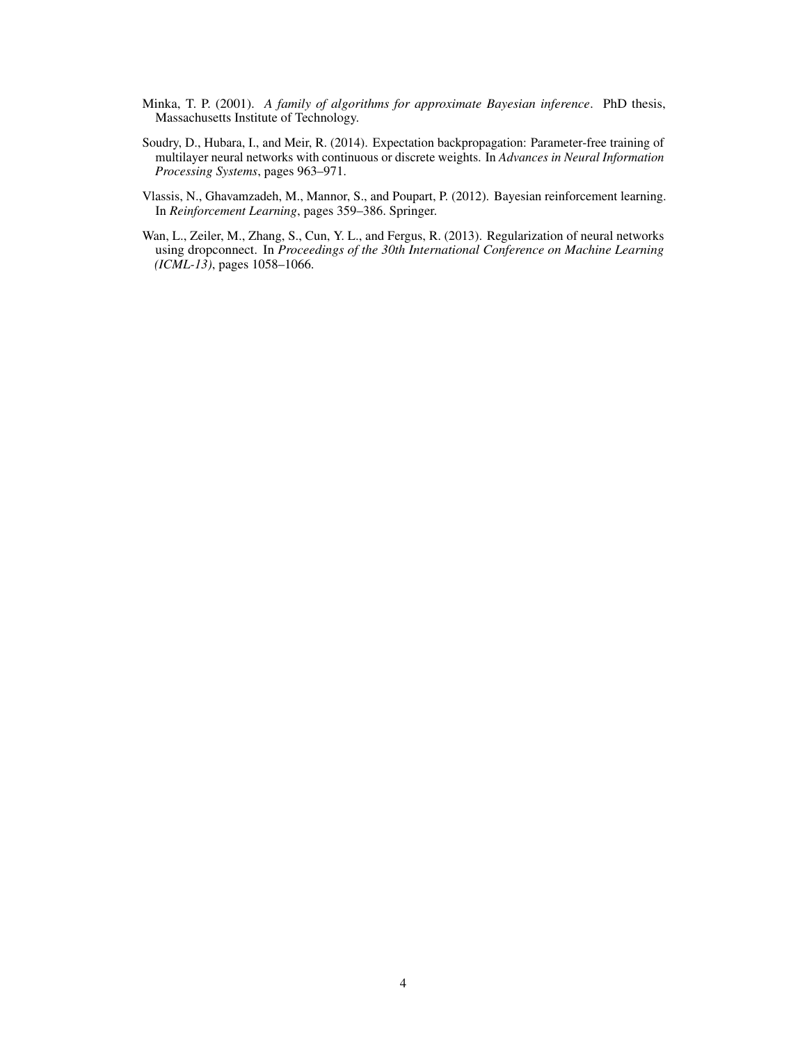Minka, T. P. (2001). *A family of algorithms for approximate Bayesian inference*. PhD thesis, Massachusetts Institute of Technology.

Soudry, D., Hubara, I., and Meir, R. (2014). Expectation backpropagation: Parameter-free training of multilayer neural networks with continuous or discrete weights. In *Advances in Neural Information Processing Systems*, pages 963–971.

Vlassis, N., Ghavamzadeh, M., Mannor, S., and Poupart, P. (2012). Bayesian reinforcement learning. In *Reinforcement Learning*, pages 359–386. Springer.

Wan, L., Zeiler, M., Zhang, S., Cun, Y. L., and Fergus, R. (2013). Regularization of neural networks using dropconnect. In *Proceedings of the 30th International Conference on Machine Learning (ICML-13)*, pages 1058–1066.